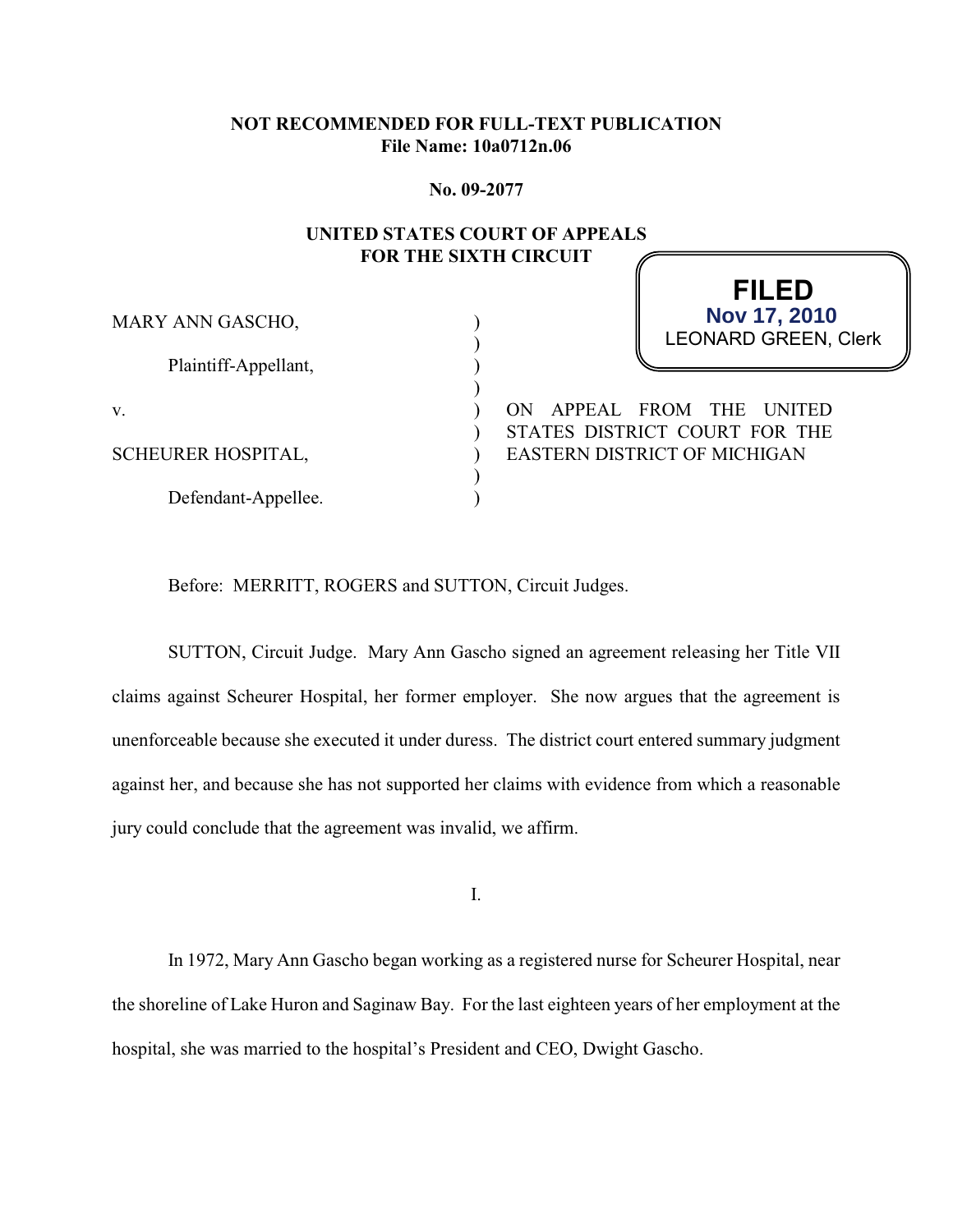**NOT RECOMMENDED FOR FULL-TEXT PUBLICATION**
**File Name: 10a0712n.06**

**No. 09-2077**

**UNITED STATES COURT OF APPEALS**
**FOR THE SIXTH CIRCUIT**

**FILED**
**Nov 17, 2010**
LEONARD GREEN, Clerk

MARY ANN GASCHO,

Plaintiff-Appellant,

v.

SCHEURER HOSPITAL,

Defendant-Appellee.

ON APPEAL FROM THE UNITED STATES DISTRICT COURT FOR THE EASTERN DISTRICT OF MICHIGAN

Before: MERRITT, ROGERS and SUTTON, Circuit Judges.

SUTTON, Circuit Judge. Mary Ann Gascho signed an agreement releasing her Title VII claims against Scheurer Hospital, her former employer. She now argues that the agreement is unenforceable because she executed it under duress. The district court entered summary judgment against her, and because she has not supported her claims with evidence from which a reasonable jury could conclude that the agreement was invalid, we affirm.

I.

In 1972, Mary Ann Gascho began working as a registered nurse for Scheurer Hospital, near the shoreline of Lake Huron and Saginaw Bay. For the last eighteen years of her employment at the hospital, she was married to the hospital's President and CEO, Dwight Gascho.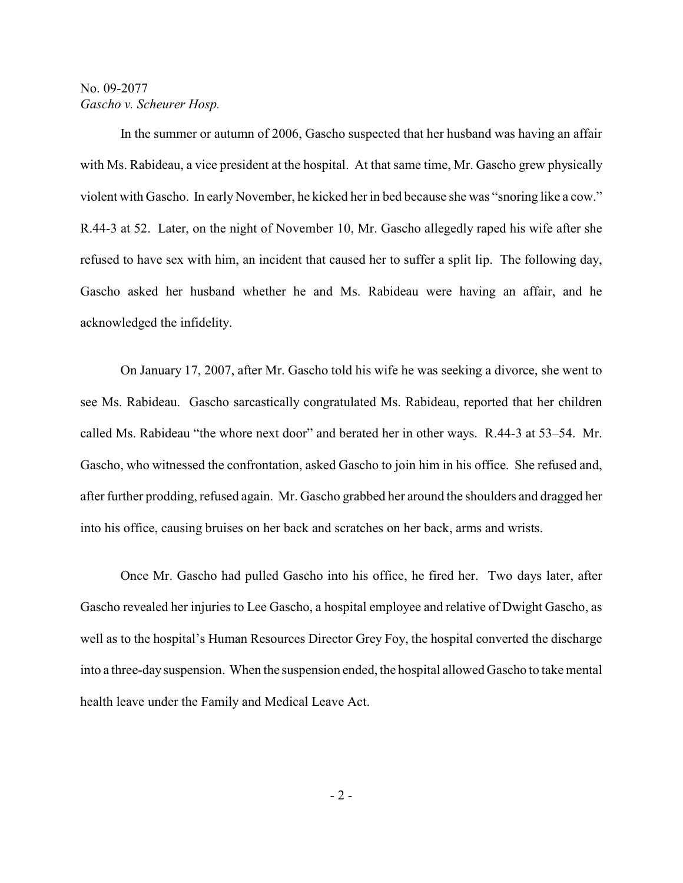In the summer or autumn of 2006, Gascho suspected that her husband was having an affair with Ms. Rabideau, a vice president at the hospital. At that same time, Mr. Gascho grew physically violent with Gascho. In early November, he kicked her in bed because she was "snoring like a cow." R.44-3 at 52. Later, on the night of November 10, Mr. Gascho allegedly raped his wife after she refused to have sex with him, an incident that caused her to suffer a split lip. The following day, Gascho asked her husband whether he and Ms. Rabideau were having an affair, and he acknowledged the infidelity.

On January 17, 2007, after Mr. Gascho told his wife he was seeking a divorce, she went to see Ms. Rabideau. Gascho sarcastically congratulated Ms. Rabideau, reported that her children called Ms. Rabideau "the whore next door" and berated her in other ways. R.44-3 at 53–54. Mr. Gascho, who witnessed the confrontation, asked Gascho to join him in his office. She refused and, after further prodding, refused again. Mr. Gascho grabbed her around the shoulders and dragged her into his office, causing bruises on her back and scratches on her back, arms and wrists.

Once Mr. Gascho had pulled Gascho into his office, he fired her. Two days later, after Gascho revealed her injuries to Lee Gascho, a hospital employee and relative of Dwight Gascho, as well as to the hospital's Human Resources Director Grey Foy, the hospital converted the discharge into a three-day suspension. When the suspension ended, the hospital allowed Gascho to take mental health leave under the Family and Medical Leave Act.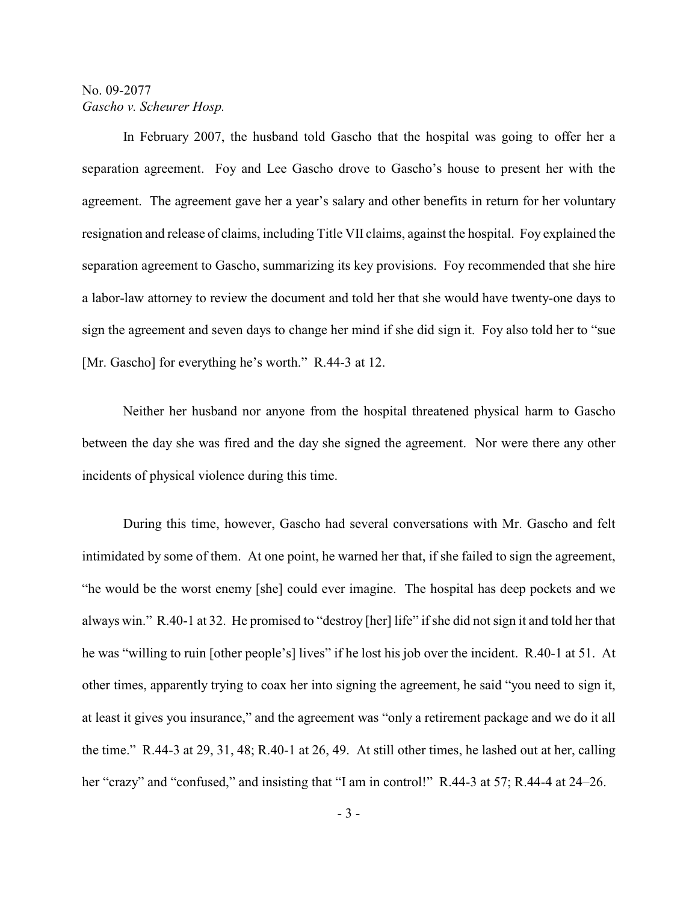In February 2007, the husband told Gascho that the hospital was going to offer her a separation agreement. Foy and Lee Gascho drove to Gascho's house to present her with the agreement. The agreement gave her a year's salary and other benefits in return for her voluntary resignation and release of claims, including Title VII claims, against the hospital. Foy explained the separation agreement to Gascho, summarizing its key provisions. Foy recommended that she hire a labor-law attorney to review the document and told her that she would have twenty-one days to sign the agreement and seven days to change her mind if she did sign it. Foy also told her to "sue [Mr. Gascho] for everything he's worth." R.44-3 at 12.

Neither her husband nor anyone from the hospital threatened physical harm to Gascho between the day she was fired and the day she signed the agreement. Nor were there any other incidents of physical violence during this time.

During this time, however, Gascho had several conversations with Mr. Gascho and felt intimidated by some of them. At one point, he warned her that, if she failed to sign the agreement, "he would be the worst enemy [she] could ever imagine. The hospital has deep pockets and we always win." R.40-1 at 32. He promised to "destroy [her] life" if she did not sign it and told her that he was "willing to ruin [other people's] lives" if he lost his job over the incident. R.40-1 at 51. At other times, apparently trying to coax her into signing the agreement, he said "you need to sign it, at least it gives you insurance," and the agreement was "only a retirement package and we do it all the time." R.44-3 at 29, 31, 48; R.40-1 at 26, 49. At still other times, he lashed out at her, calling her "crazy" and "confused," and insisting that "I am in control!" R.44-3 at 57; R.44-4 at 24–26.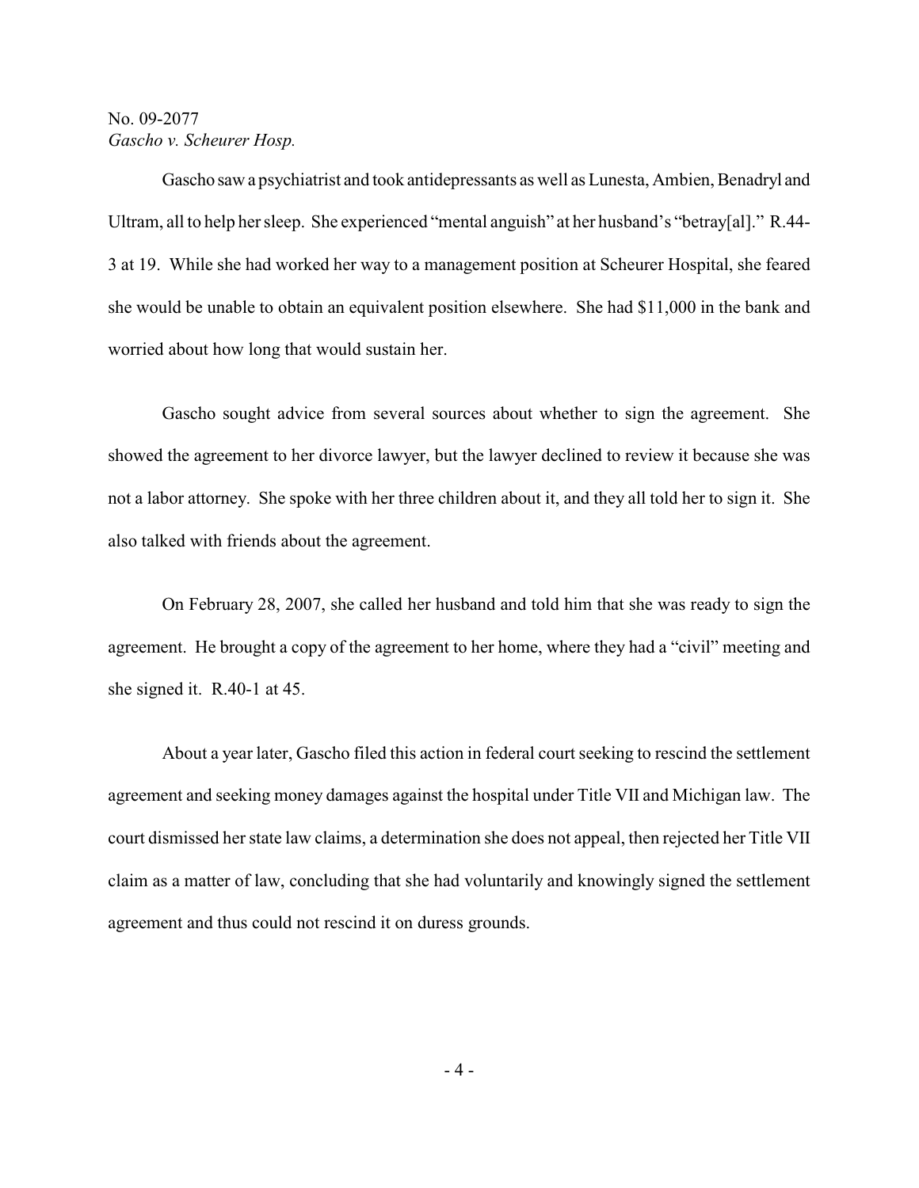Gascho saw a psychiatrist and took antidepressants as well as Lunesta, Ambien, Benadryl and Ultram, all to help her sleep. She experienced "mental anguish" at her husband's "betray[al]." R.44-3 at 19. While she had worked her way to a management position at Scheurer Hospital, she feared she would be unable to obtain an equivalent position elsewhere. She had $11,000 in the bank and worried about how long that would sustain her.

Gascho sought advice from several sources about whether to sign the agreement. She showed the agreement to her divorce lawyer, but the lawyer declined to review it because she was not a labor attorney. She spoke with her three children about it, and they all told her to sign it. She also talked with friends about the agreement.

On February 28, 2007, she called her husband and told him that she was ready to sign the agreement. He brought a copy of the agreement to her home, where they had a "civil" meeting and she signed it. R.40-1 at 45.

About a year later, Gascho filed this action in federal court seeking to rescind the settlement agreement and seeking money damages against the hospital under Title VII and Michigan law. The court dismissed her state law claims, a determination she does not appeal, then rejected her Title VII claim as a matter of law, concluding that she had voluntarily and knowingly signed the settlement agreement and thus could not rescind it on duress grounds.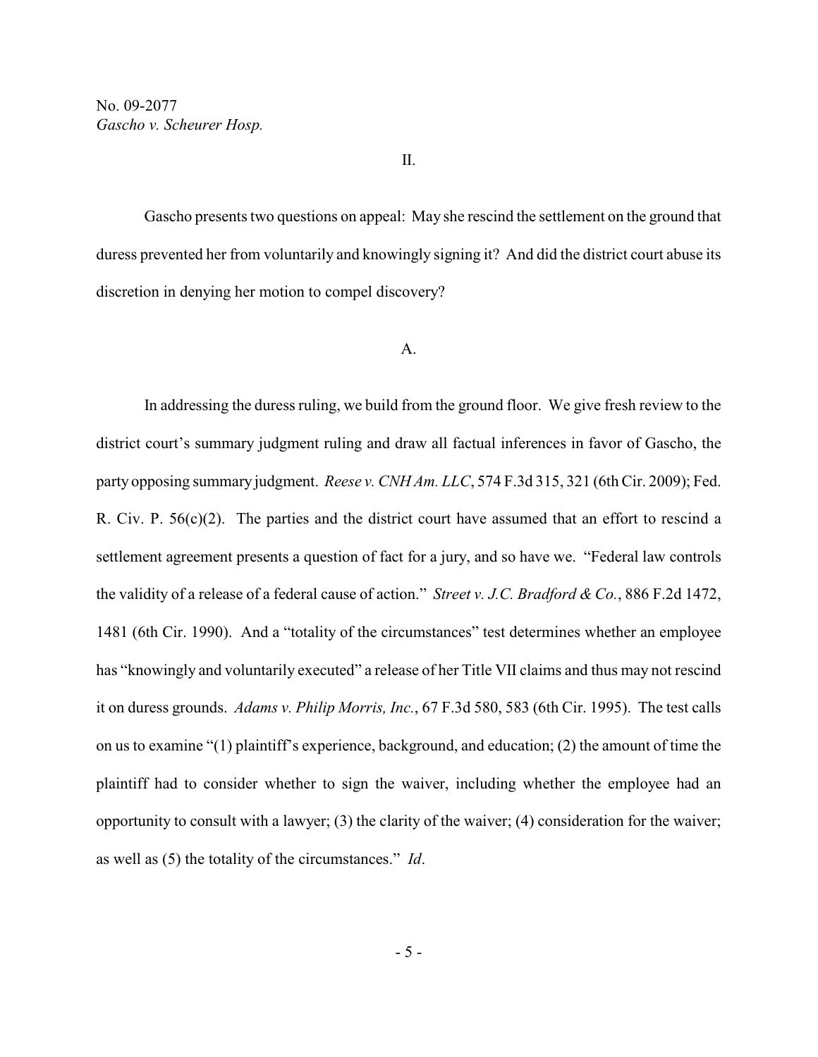## II.

Gascho presents two questions on appeal: May she rescind the settlement on the ground that duress prevented her from voluntarily and knowingly signing it? And did the district court abuse its discretion in denying her motion to compel discovery?

### A.

In addressing the duress ruling, we build from the ground floor. We give fresh review to the district court's summary judgment ruling and draw all factual inferences in favor of Gascho, the party opposing summary judgment. *Reese v. CNH Am. LLC*, 574 F.3d 315, 321 (6th Cir. 2009); Fed. R. Civ. P. 56(c)(2). The parties and the district court have assumed that an effort to rescind a settlement agreement presents a question of fact for a jury, and so have we. "Federal law controls the validity of a release of a federal cause of action." *Street v. J.C. Bradford & Co.*, 886 F.2d 1472, 1481 (6th Cir. 1990). And a "totality of the circumstances" test determines whether an employee has "knowingly and voluntarily executed" a release of her Title VII claims and thus may not rescind it on duress grounds. *Adams v. Philip Morris, Inc.*, 67 F.3d 580, 583 (6th Cir. 1995). The test calls on us to examine "(1) plaintiff's experience, background, and education; (2) the amount of time the plaintiff had to consider whether to sign the waiver, including whether the employee had an opportunity to consult with a lawyer; (3) the clarity of the waiver; (4) consideration for the waiver; as well as (5) the totality of the circumstances." *Id*.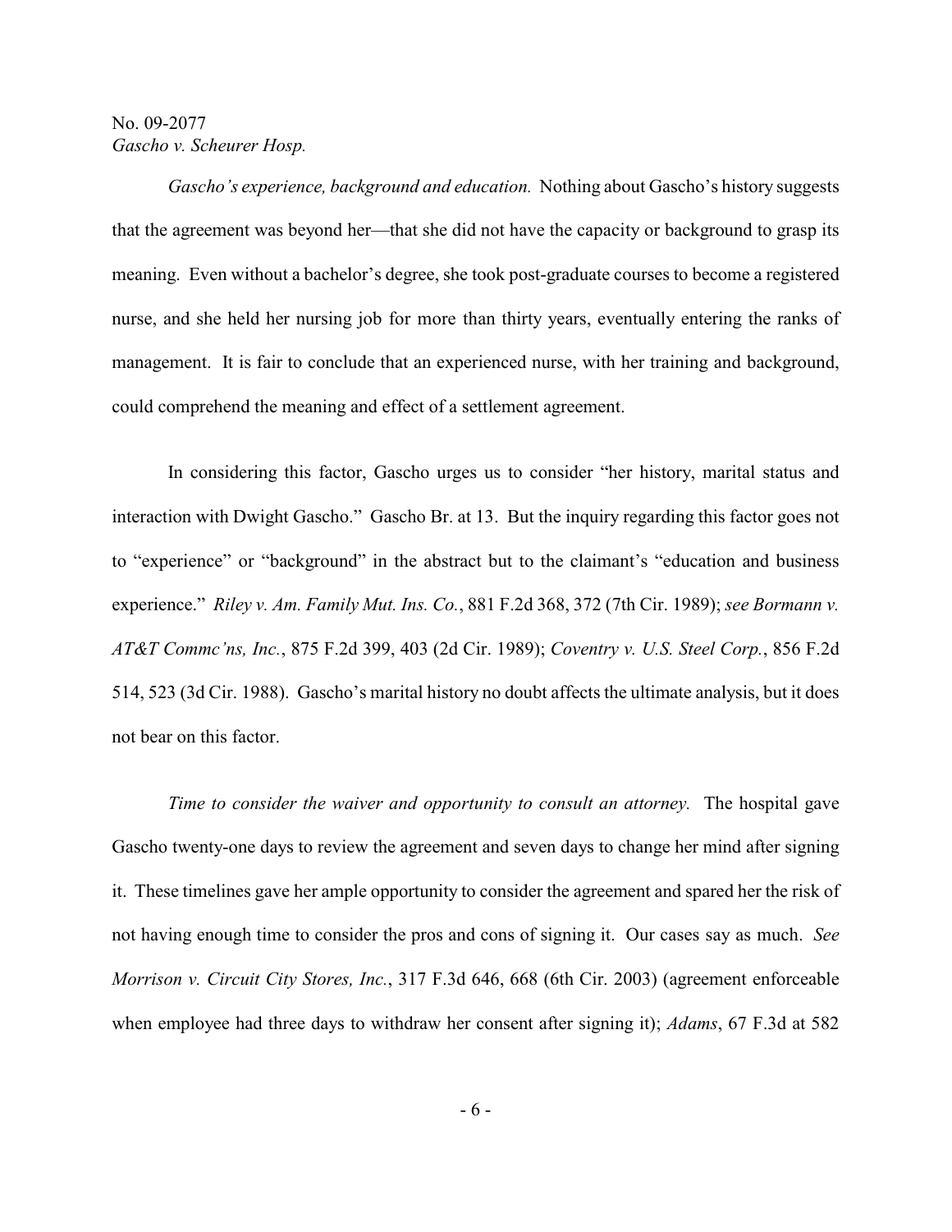*Gascho's experience, background and education.* Nothing about Gascho's history suggests that the agreement was beyond her—that she did not have the capacity or background to grasp its meaning. Even without a bachelor's degree, she took post-graduate courses to become a registered nurse, and she held her nursing job for more than thirty years, eventually entering the ranks of management. It is fair to conclude that an experienced nurse, with her training and background, could comprehend the meaning and effect of a settlement agreement.

In considering this factor, Gascho urges us to consider "her history, marital status and interaction with Dwight Gascho." Gascho Br. at 13. But the inquiry regarding this factor goes not to "experience" or "background" in the abstract but to the claimant's "education and business experience." *Riley v. Am. Family Mut. Ins. Co.*, 881 F.2d 368, 372 (7th Cir. 1989); *see Bormann v. AT&T Commc'ns, Inc.*, 875 F.2d 399, 403 (2d Cir. 1989); *Coventry v. U.S. Steel Corp.*, 856 F.2d 514, 523 (3d Cir. 1988). Gascho's marital history no doubt affects the ultimate analysis, but it does not bear on this factor.

*Time to consider the waiver and opportunity to consult an attorney.* The hospital gave Gascho twenty-one days to review the agreement and seven days to change her mind after signing it. These timelines gave her ample opportunity to consider the agreement and spared her the risk of not having enough time to consider the pros and cons of signing it. Our cases say as much. *See Morrison v. Circuit City Stores, Inc.*, 317 F.3d 646, 668 (6th Cir. 2003) (agreement enforceable when employee had three days to withdraw her consent after signing it); *Adams*, 67 F.3d at 582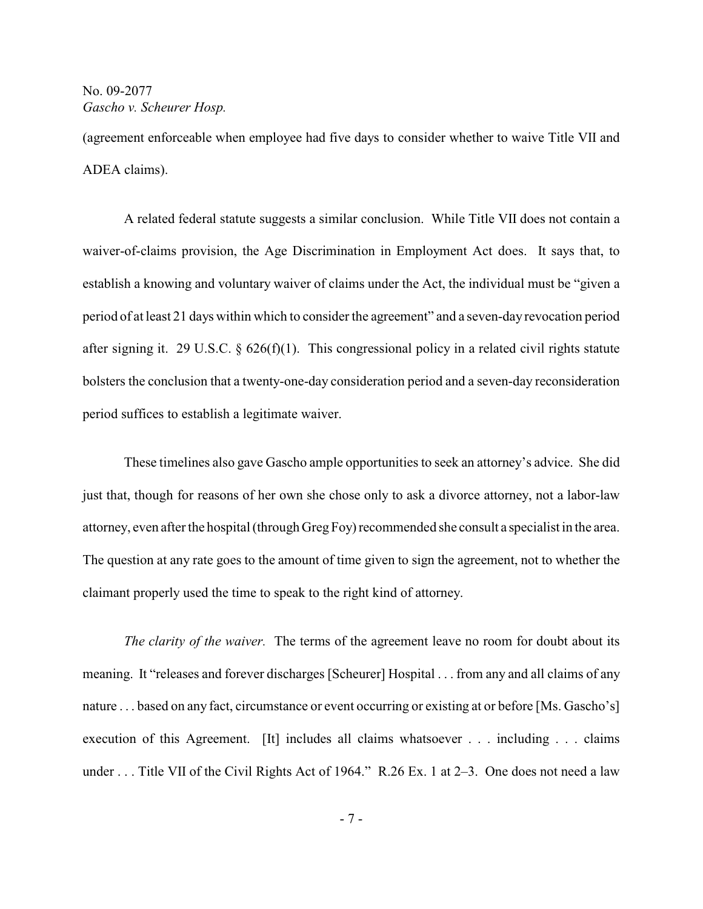(agreement enforceable when employee had five days to consider whether to waive Title VII and ADEA claims).

A related federal statute suggests a similar conclusion. While Title VII does not contain a waiver-of-claims provision, the Age Discrimination in Employment Act does. It says that, to establish a knowing and voluntary waiver of claims under the Act, the individual must be "given a period of at least 21 days within which to consider the agreement" and a seven-day revocation period after signing it. 29 U.S.C. § 626(f)(1). This congressional policy in a related civil rights statute bolsters the conclusion that a twenty-one-day consideration period and a seven-day reconsideration period suffices to establish a legitimate waiver.

These timelines also gave Gascho ample opportunities to seek an attorney's advice. She did just that, though for reasons of her own she chose only to ask a divorce attorney, not a labor-law attorney, even after the hospital (through Greg Foy) recommended she consult a specialist in the area. The question at any rate goes to the amount of time given to sign the agreement, not to whether the claimant properly used the time to speak to the right kind of attorney.

*The clarity of the waiver.* The terms of the agreement leave no room for doubt about its meaning. It "releases and forever discharges [Scheurer] Hospital . . . from any and all claims of any nature . . . based on any fact, circumstance or event occurring or existing at or before [Ms. Gascho's] execution of this Agreement. [It] includes all claims whatsoever . . . including . . . claims under . . . Title VII of the Civil Rights Act of 1964." R.26 Ex. 1 at 2–3. One does not need a law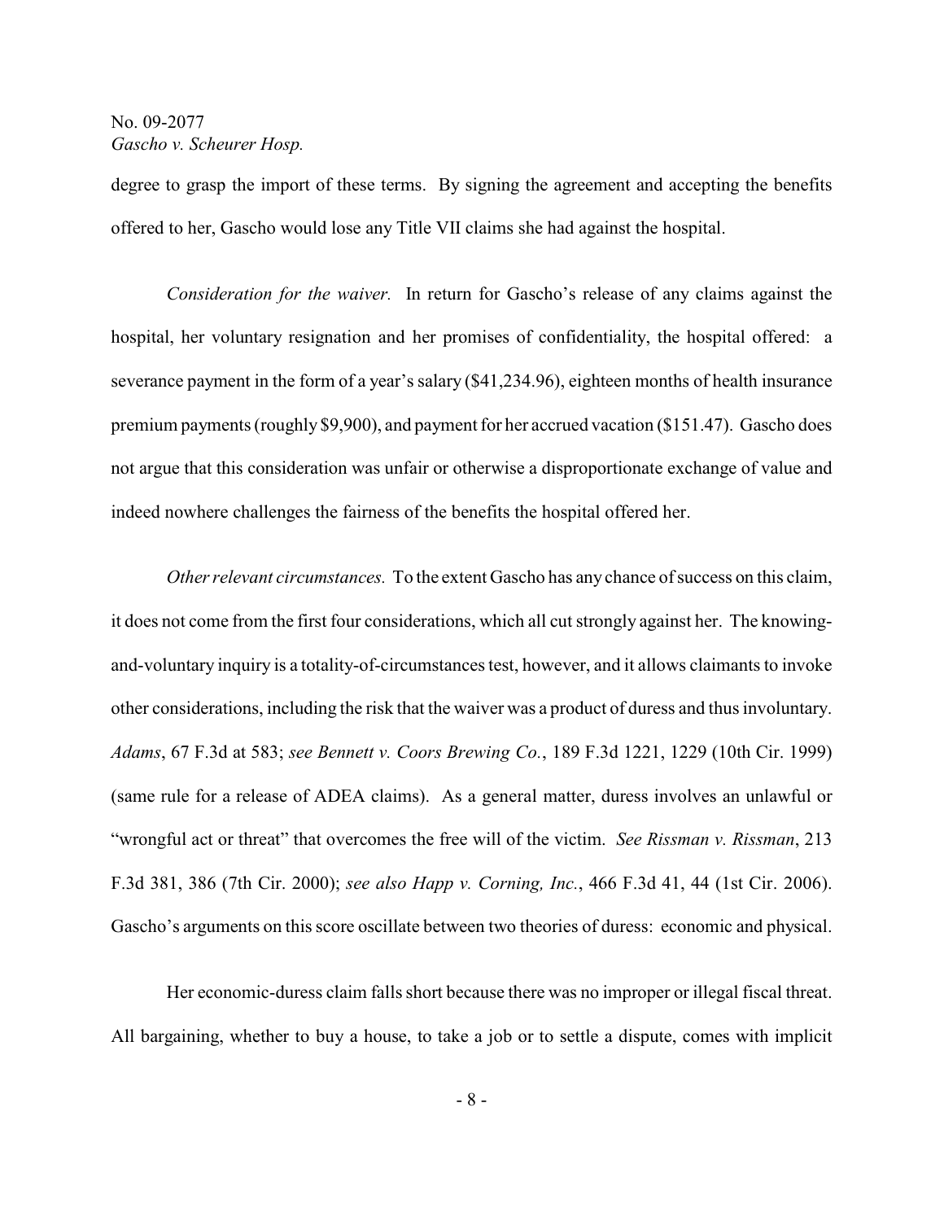degree to grasp the import of these terms. By signing the agreement and accepting the benefits offered to her, Gascho would lose any Title VII claims she had against the hospital.

*Consideration for the waiver.* In return for Gascho's release of any claims against the hospital, her voluntary resignation and her promises of confidentiality, the hospital offered: a severance payment in the form of a year's salary ($41,234.96), eighteen months of health insurance premium payments (roughly $9,900), and payment for her accrued vacation ($151.47). Gascho does not argue that this consideration was unfair or otherwise a disproportionate exchange of value and indeed nowhere challenges the fairness of the benefits the hospital offered her.

*Other relevant circumstances.* To the extent Gascho has any chance of success on this claim, it does not come from the first four considerations, which all cut strongly against her. The knowing-and-voluntary inquiry is a totality-of-circumstances test, however, and it allows claimants to invoke other considerations, including the risk that the waiver was a product of duress and thus involuntary. *Adams*, 67 F.3d at 583; *see Bennett v. Coors Brewing Co.*, 189 F.3d 1221, 1229 (10th Cir. 1999) (same rule for a release of ADEA claims). As a general matter, duress involves an unlawful or "wrongful act or threat" that overcomes the free will of the victim. *See Rissman v. Rissman*, 213 F.3d 381, 386 (7th Cir. 2000); *see also Happ v. Corning, Inc.*, 466 F.3d 41, 44 (1st Cir. 2006). Gascho's arguments on this score oscillate between two theories of duress: economic and physical.

Her economic-duress claim falls short because there was no improper or illegal fiscal threat. All bargaining, whether to buy a house, to take a job or to settle a dispute, comes with implicit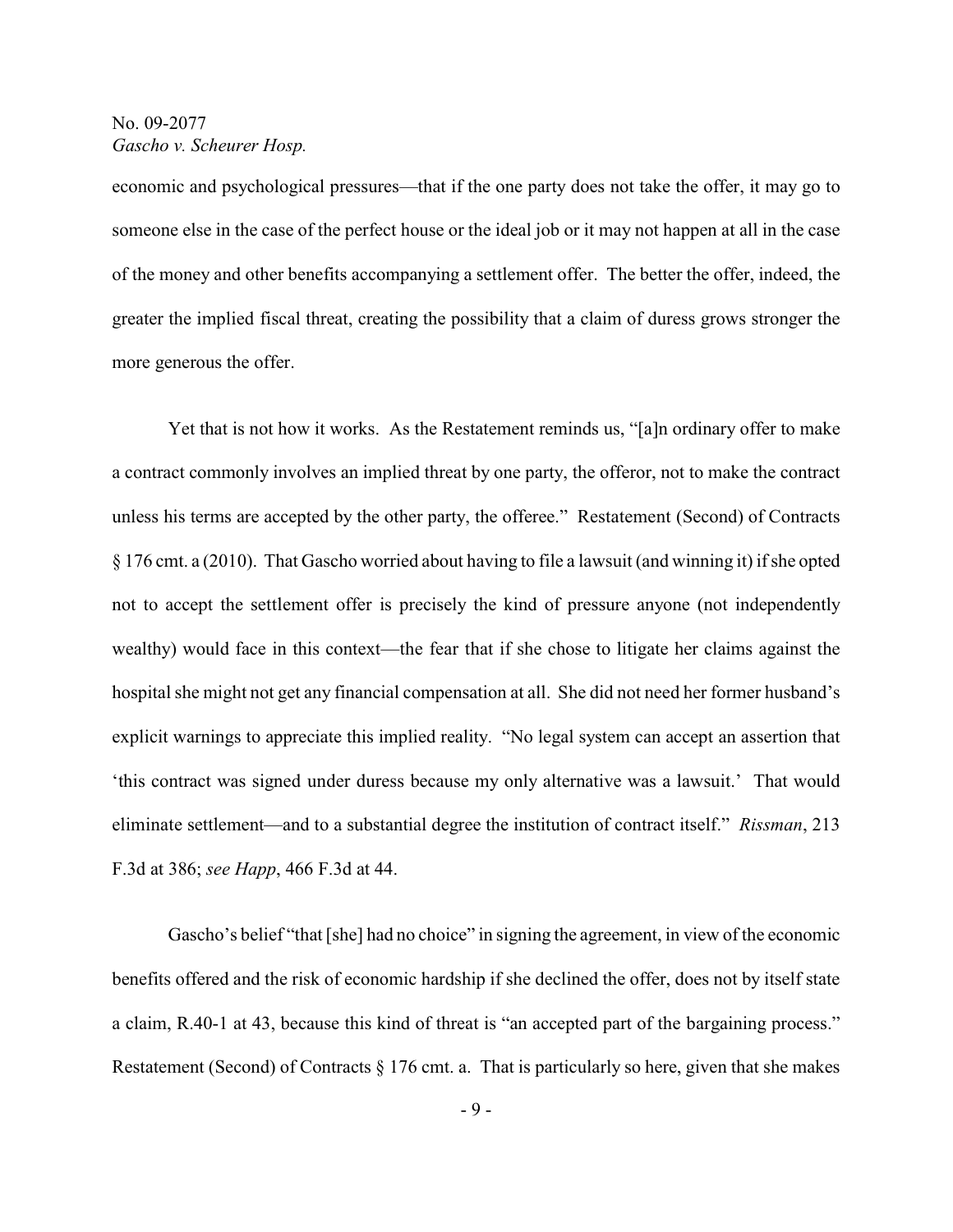economic and psychological pressures—that if the one party does not take the offer, it may go to someone else in the case of the perfect house or the ideal job or it may not happen at all in the case of the money and other benefits accompanying a settlement offer. The better the offer, indeed, the greater the implied fiscal threat, creating the possibility that a claim of duress grows stronger the more generous the offer.

Yet that is not how it works. As the Restatement reminds us, "[a]n ordinary offer to make a contract commonly involves an implied threat by one party, the offeror, not to make the contract unless his terms are accepted by the other party, the offeree." Restatement (Second) of Contracts § 176 cmt. a (2010). That Gascho worried about having to file a lawsuit (and winning it) if she opted not to accept the settlement offer is precisely the kind of pressure anyone (not independently wealthy) would face in this context—the fear that if she chose to litigate her claims against the hospital she might not get any financial compensation at all. She did not need her former husband's explicit warnings to appreciate this implied reality. "No legal system can accept an assertion that 'this contract was signed under duress because my only alternative was a lawsuit.' That would eliminate settlement—and to a substantial degree the institution of contract itself." *Rissman*, 213 F.3d at 386; *see Happ*, 466 F.3d at 44.

Gascho's belief "that [she] had no choice" in signing the agreement, in view of the economic benefits offered and the risk of economic hardship if she declined the offer, does not by itself state a claim, R.40-1 at 43, because this kind of threat is "an accepted part of the bargaining process." Restatement (Second) of Contracts § 176 cmt. a. That is particularly so here, given that she makes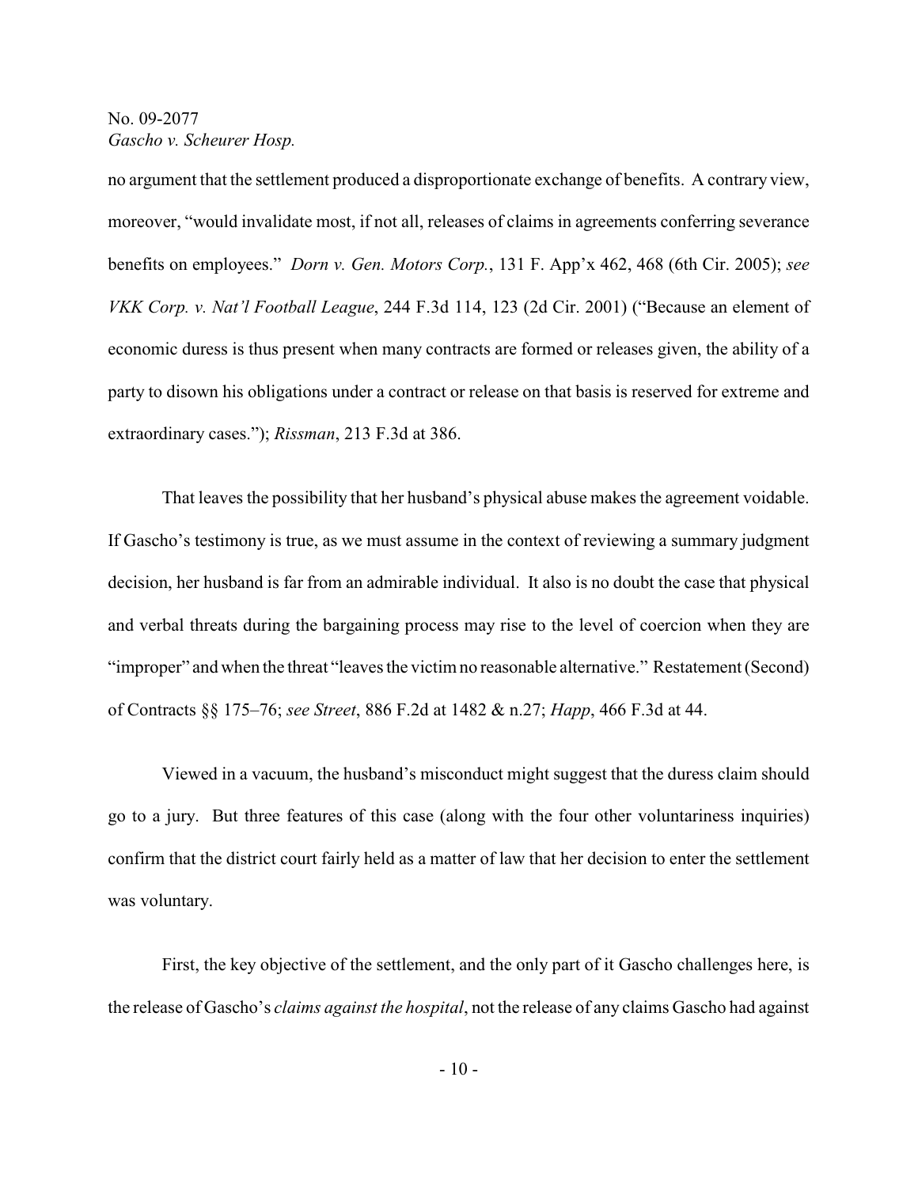no argument that the settlement produced a disproportionate exchange of benefits. A contrary view, moreover, "would invalidate most, if not all, releases of claims in agreements conferring severance benefits on employees." *Dorn v. Gen. Motors Corp.*, 131 F. App'x 462, 468 (6th Cir. 2005); *see VKK Corp. v. Nat'l Football League*, 244 F.3d 114, 123 (2d Cir. 2001) ("Because an element of economic duress is thus present when many contracts are formed or releases given, the ability of a party to disown his obligations under a contract or release on that basis is reserved for extreme and extraordinary cases."); *Rissman*, 213 F.3d at 386.

That leaves the possibility that her husband's physical abuse makes the agreement voidable. If Gascho's testimony is true, as we must assume in the context of reviewing a summary judgment decision, her husband is far from an admirable individual. It also is no doubt the case that physical and verbal threats during the bargaining process may rise to the level of coercion when they are "improper" and when the threat "leaves the victim no reasonable alternative." Restatement (Second) of Contracts §§ 175–76; *see Street*, 886 F.2d at 1482 & n.27; *Happ*, 466 F.3d at 44.

Viewed in a vacuum, the husband's misconduct might suggest that the duress claim should go to a jury. But three features of this case (along with the four other voluntariness inquiries) confirm that the district court fairly held as a matter of law that her decision to enter the settlement was voluntary.

First, the key objective of the settlement, and the only part of it Gascho challenges here, is the release of Gascho's *claims against the hospital*, not the release of any claims Gascho had against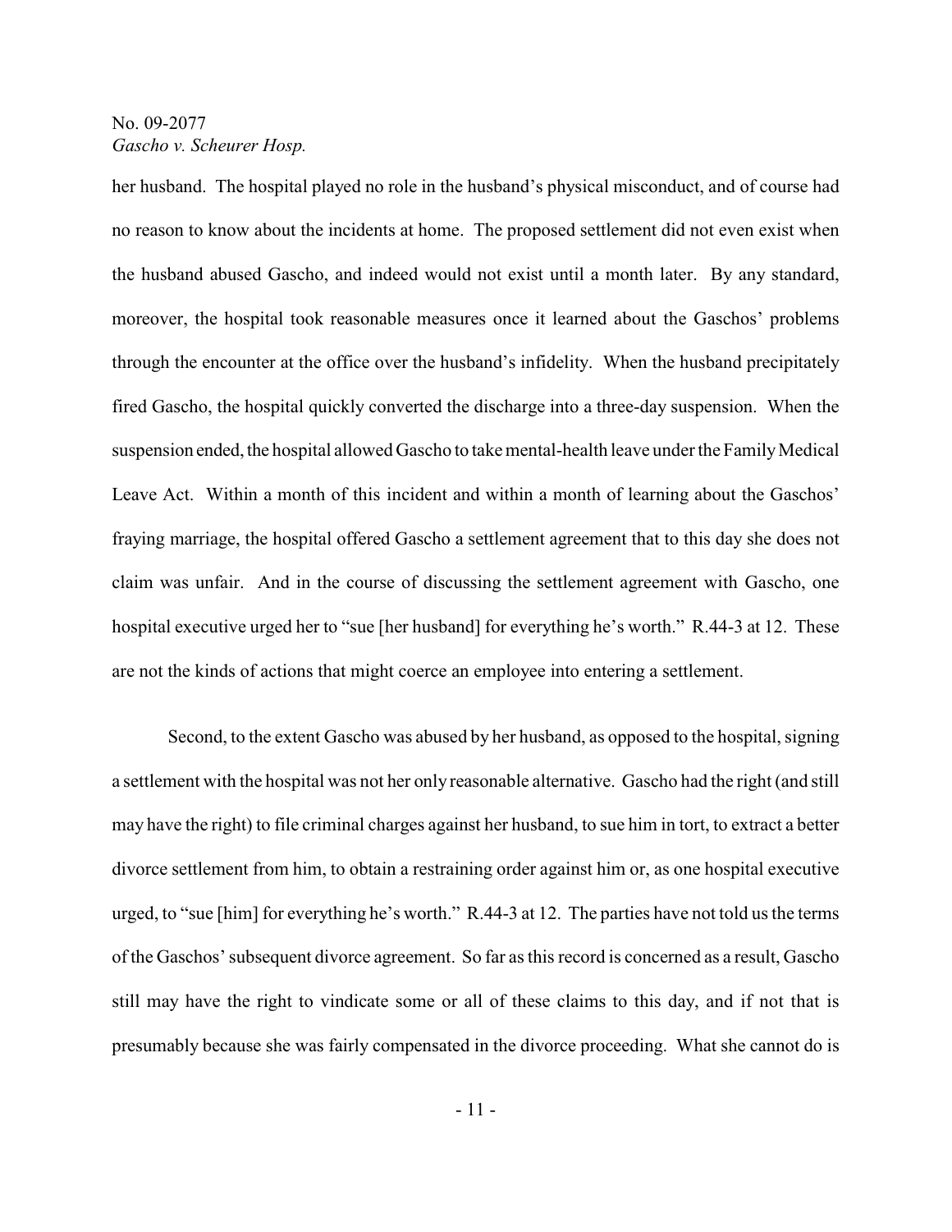her husband. The hospital played no role in the husband's physical misconduct, and of course had no reason to know about the incidents at home. The proposed settlement did not even exist when the husband abused Gascho, and indeed would not exist until a month later. By any standard, moreover, the hospital took reasonable measures once it learned about the Gaschos' problems through the encounter at the office over the husband's infidelity. When the husband precipitately fired Gascho, the hospital quickly converted the discharge into a three-day suspension. When the suspension ended, the hospital allowed Gascho to take mental-health leave under the Family Medical Leave Act. Within a month of this incident and within a month of learning about the Gaschos' fraying marriage, the hospital offered Gascho a settlement agreement that to this day she does not claim was unfair. And in the course of discussing the settlement agreement with Gascho, one hospital executive urged her to "sue [her husband] for everything he's worth." R.44-3 at 12. These are not the kinds of actions that might coerce an employee into entering a settlement.

Second, to the extent Gascho was abused by her husband, as opposed to the hospital, signing a settlement with the hospital was not her only reasonable alternative. Gascho had the right (and still may have the right) to file criminal charges against her husband, to sue him in tort, to extract a better divorce settlement from him, to obtain a restraining order against him or, as one hospital executive urged, to "sue [him] for everything he's worth." R.44-3 at 12. The parties have not told us the terms of the Gaschos' subsequent divorce agreement. So far as this record is concerned as a result, Gascho still may have the right to vindicate some or all of these claims to this day, and if not that is presumably because she was fairly compensated in the divorce proceeding. What she cannot do is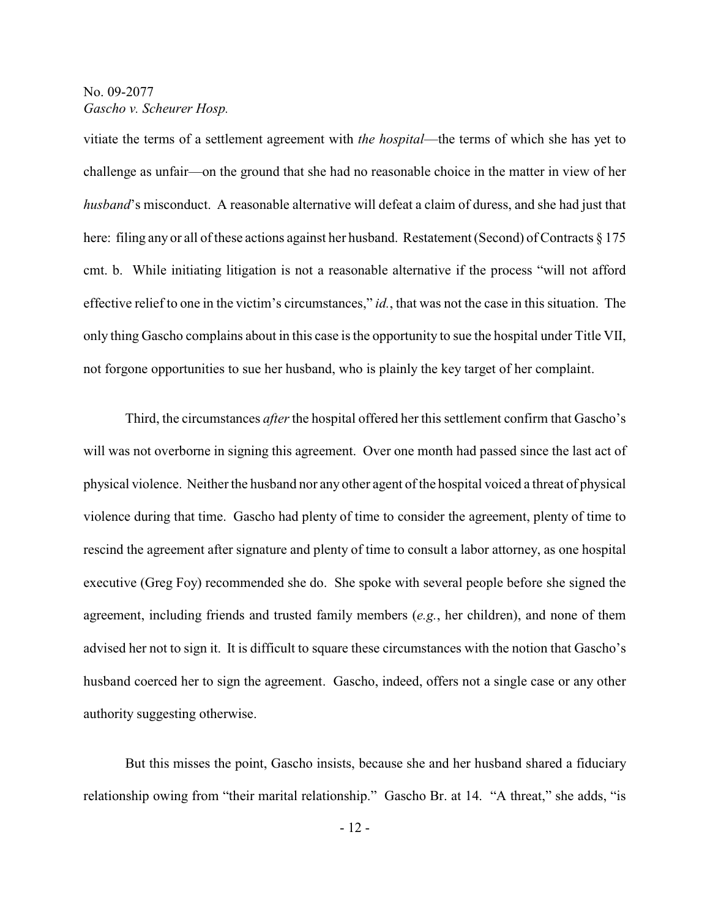vitiate the terms of a settlement agreement with *the hospital*—the terms of which she has yet to challenge as unfair—on the ground that she had no reasonable choice in the matter in view of her *husband*'s misconduct. A reasonable alternative will defeat a claim of duress, and she had just that here: filing any or all of these actions against her husband. Restatement (Second) of Contracts § 175 cmt. b. While initiating litigation is not a reasonable alternative if the process "will not afford effective relief to one in the victim's circumstances," *id.*, that was not the case in this situation. The only thing Gascho complains about in this case is the opportunity to sue the hospital under Title VII, not forgone opportunities to sue her husband, who is plainly the key target of her complaint.

Third, the circumstances *after* the hospital offered her this settlement confirm that Gascho's will was not overborne in signing this agreement. Over one month had passed since the last act of physical violence. Neither the husband nor any other agent of the hospital voiced a threat of physical violence during that time. Gascho had plenty of time to consider the agreement, plenty of time to rescind the agreement after signature and plenty of time to consult a labor attorney, as one hospital executive (Greg Foy) recommended she do. She spoke with several people before she signed the agreement, including friends and trusted family members (*e.g.*, her children), and none of them advised her not to sign it. It is difficult to square these circumstances with the notion that Gascho's husband coerced her to sign the agreement. Gascho, indeed, offers not a single case or any other authority suggesting otherwise.

But this misses the point, Gascho insists, because she and her husband shared a fiduciary relationship owing from "their marital relationship." Gascho Br. at 14. "A threat," she adds, "is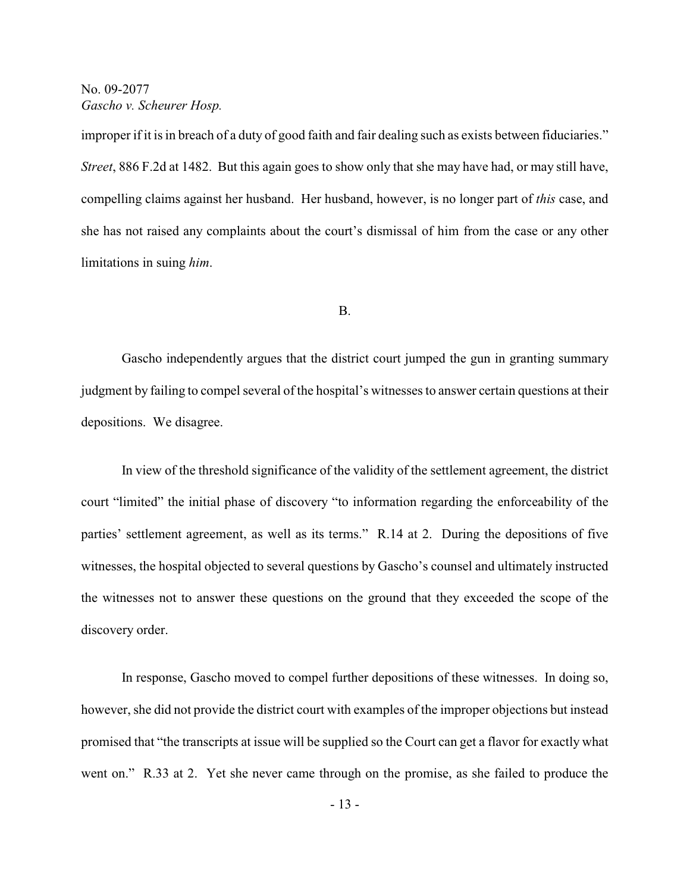improper if it is in breach of a duty of good faith and fair dealing such as exists between fiduciaries." *Street*, 886 F.2d at 1482. But this again goes to show only that she may have had, or may still have, compelling claims against her husband. Her husband, however, is no longer part of *this* case, and she has not raised any complaints about the court's dismissal of him from the case or any other limitations in suing *him*.

B.

Gascho independently argues that the district court jumped the gun in granting summary judgment by failing to compel several of the hospital's witnesses to answer certain questions at their depositions. We disagree.

In view of the threshold significance of the validity of the settlement agreement, the district court "limited" the initial phase of discovery "to information regarding the enforceability of the parties' settlement agreement, as well as its terms." R.14 at 2. During the depositions of five witnesses, the hospital objected to several questions by Gascho's counsel and ultimately instructed the witnesses not to answer these questions on the ground that they exceeded the scope of the discovery order.

In response, Gascho moved to compel further depositions of these witnesses. In doing so, however, she did not provide the district court with examples of the improper objections but instead promised that "the transcripts at issue will be supplied so the Court can get a flavor for exactly what went on." R.33 at 2. Yet she never came through on the promise, as she failed to produce the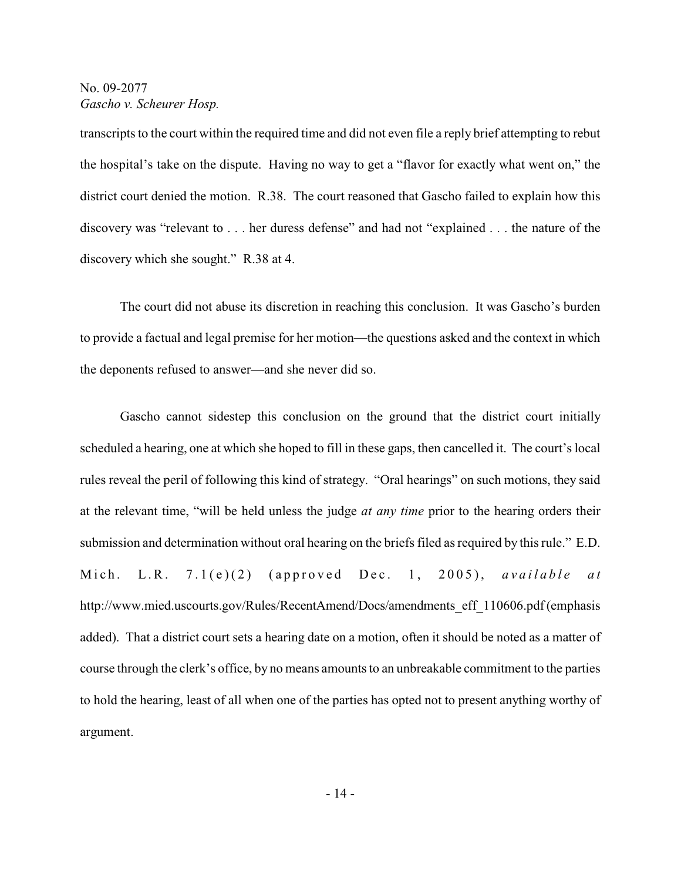transcripts to the court within the required time and did not even file a reply brief attempting to rebut the hospital's take on the dispute. Having no way to get a "flavor for exactly what went on," the district court denied the motion. R.38. The court reasoned that Gascho failed to explain how this discovery was "relevant to . . . her duress defense" and had not "explained . . . the nature of the discovery which she sought." R.38 at 4.

The court did not abuse its discretion in reaching this conclusion. It was Gascho's burden to provide a factual and legal premise for her motion—the questions asked and the context in which the deponents refused to answer—and she never did so.

Gascho cannot sidestep this conclusion on the ground that the district court initially scheduled a hearing, one at which she hoped to fill in these gaps, then cancelled it. The court's local rules reveal the peril of following this kind of strategy. "Oral hearings" on such motions, they said at the relevant time, "will be held unless the judge *at any time* prior to the hearing orders their submission and determination without oral hearing on the briefs filed as required by this rule." E.D. Mich. L.R. 7.1(e)(2) (approved Dec. 1, 2005), *available at* http://www.mied.uscourts.gov/Rules/RecentAmend/Docs/amendments_eff_110606.pdf (emphasis added). That a district court sets a hearing date on a motion, often it should be noted as a matter of course through the clerk's office, by no means amounts to an unbreakable commitment to the parties to hold the hearing, least of all when one of the parties has opted not to present anything worthy of argument.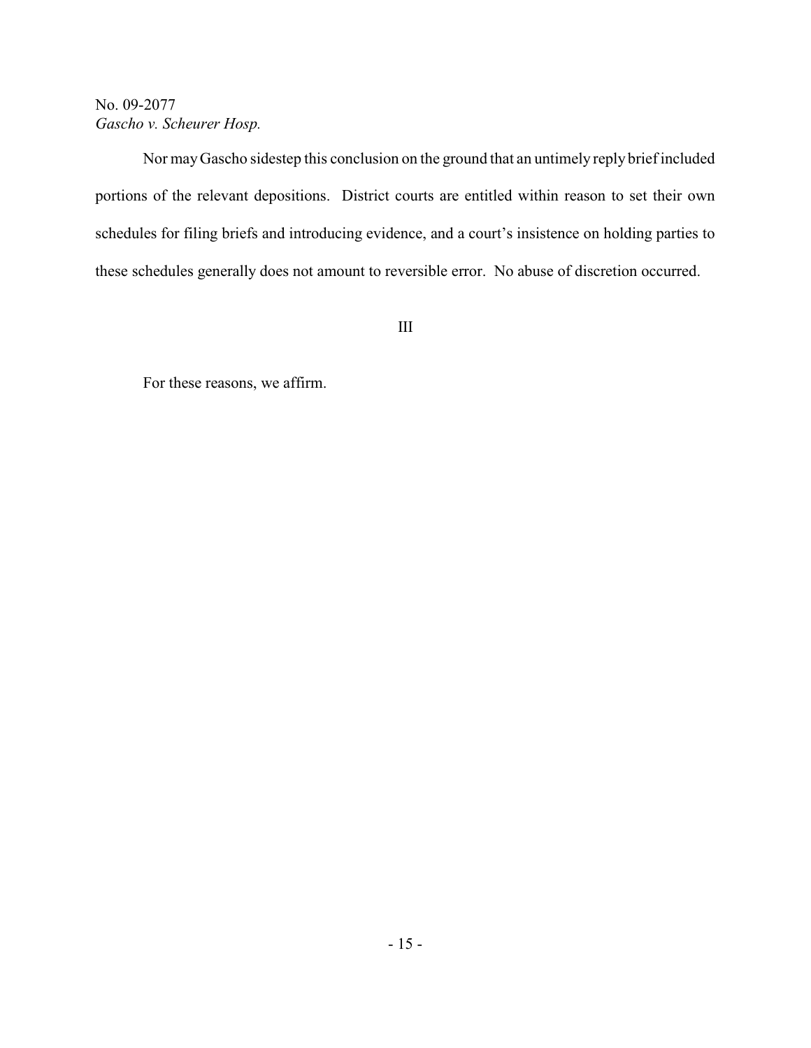Nor may Gascho sidestep this conclusion on the ground that an untimely reply brief included portions of the relevant depositions. District courts are entitled within reason to set their own schedules for filing briefs and introducing evidence, and a court's insistence on holding parties to these schedules generally does not amount to reversible error. No abuse of discretion occurred.

## III

For these reasons, we affirm.